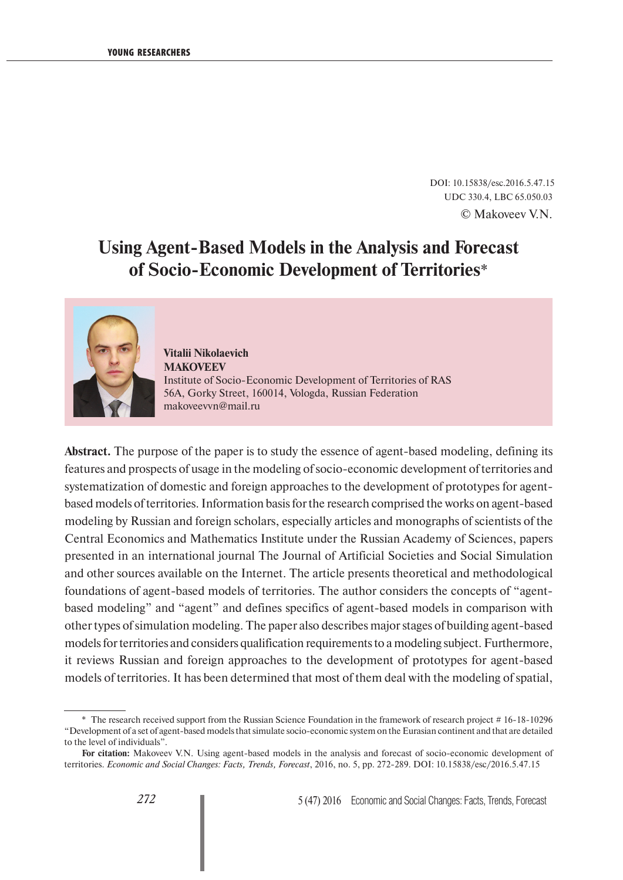DOI: 10.15838/esc.2016.5.47.15
UDC 330.4, LBC 65.050.03
© Makoveev V.N.

# Using Agent-Based Models in the Analysis and Forecast of Socio-Economic Development of Territories*

**Vitalii Nikolaevich**
**MAKOVEEV**
Institute of Socio-Economic Development of Territories of RAS
56A, Gorky Street, 160014, Vologda, Russian Federation
makoveevvn@mail.ru

**Abstract.** The purpose of the paper is to study the essence of agent-based modeling, defining its features and prospects of usage in the modeling of socio-economic development of territories and systematization of domestic and foreign approaches to the development of prototypes for agent-based models of territories. Information basis for the research comprised the works on agent-based modeling by Russian and foreign scholars, especially articles and monographs of scientists of the Central Economics and Mathematics Institute under the Russian Academy of Sciences, papers presented in an international journal The Journal of Artificial Societies and Social Simulation and other sources available on the Internet. The article presents theoretical and methodological foundations of agent-based models of territories. The author considers the concepts of "agent-based modeling" and "agent" and defines specifics of agent-based models in comparison with other types of simulation modeling. The paper also describes major stages of building agent-based models for territories and considers qualification requirements to a modeling subject. Furthermore, it reviews Russian and foreign approaches to the development of prototypes for agent-based models of territories. It has been determined that most of them deal with the modeling of spatial,

---

* The research received support from the Russian Science Foundation in the framework of research project # 16-18-10296 "Development of a set of agent-based models that simulate socio-economic system on the Eurasian continent and that are detailed to the level of individuals".

**For citation:** Makoveev V.N. Using agent-based models in the analysis and forecast of socio-economic development of territories. *Economic and Social Changes: Facts, Trends, Forecast*, 2016, no. 5, pp. 272-289. DOI: 10.15838/esc/2016.5.47.15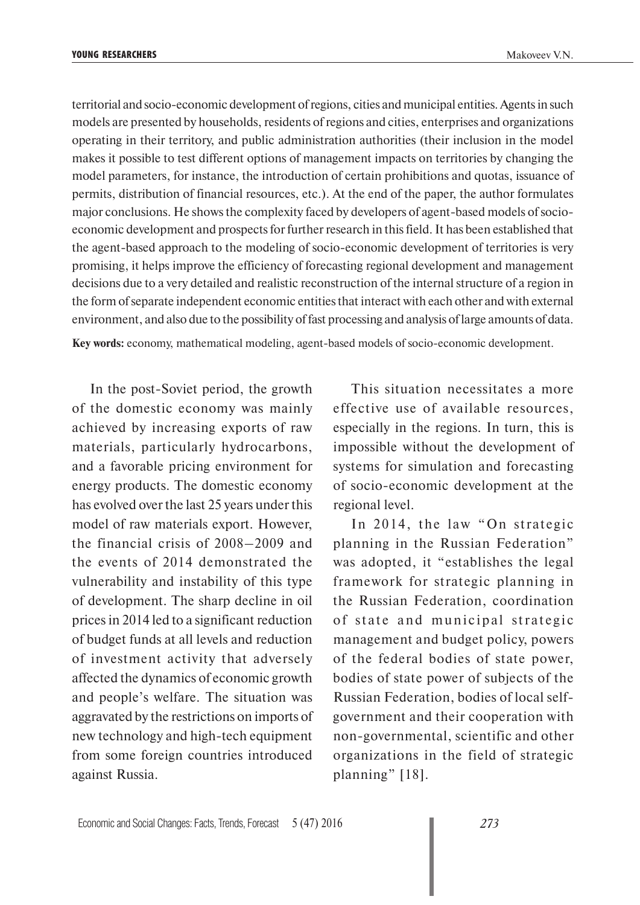territorial and socio-economic development of regions, cities and municipal entities. Agents in such models are presented by households, residents of regions and cities, enterprises and organizations operating in their territory, and public administration authorities (their inclusion in the model makes it possible to test different options of management impacts on territories by changing the model parameters, for instance, the introduction of certain prohibitions and quotas, issuance of permits, distribution of financial resources, etc.). At the end of the paper, the author formulates major conclusions. He shows the complexity faced by developers of agent-based models of socio-economic development and prospects for further research in this field. It has been established that the agent-based approach to the modeling of socio-economic development of territories is very promising, it helps improve the efficiency of forecasting regional development and management decisions due to a very detailed and realistic reconstruction of the internal structure of a region in the form of separate independent economic entities that interact with each other and with external environment, and also due to the possibility of fast processing and analysis of large amounts of data.

**Key words:** economy, mathematical modeling, agent-based models of socio-economic development.

In the post-Soviet period, the growth of the domestic economy was mainly achieved by increasing exports of raw materials, particularly hydrocarbons, and a favorable pricing environment for energy products. The domestic economy has evolved over the last 25 years under this model of raw materials export. However, the financial crisis of 2008–2009 and the events of 2014 demonstrated the vulnerability and instability of this type of development. The sharp decline in oil prices in 2014 led to a significant reduction of budget funds at all levels and reduction of investment activity that adversely affected the dynamics of economic growth and people's welfare. The situation was aggravated by the restrictions on imports of new technology and high-tech equipment from some foreign countries introduced against Russia.

This situation necessitates a more effective use of available resources, especially in the regions. In turn, this is impossible without the development of systems for simulation and forecasting of socio-economic development at the regional level.

In 2014, the law "On strategic planning in the Russian Federation" was adopted, it "establishes the legal framework for strategic planning in the Russian Federation, coordination of state and municipal strategic management and budget policy, powers of the federal bodies of state power, bodies of state power of subjects of the Russian Federation, bodies of local self-government and their cooperation with non-governmental, scientific and other organizations in the field of strategic planning" [18].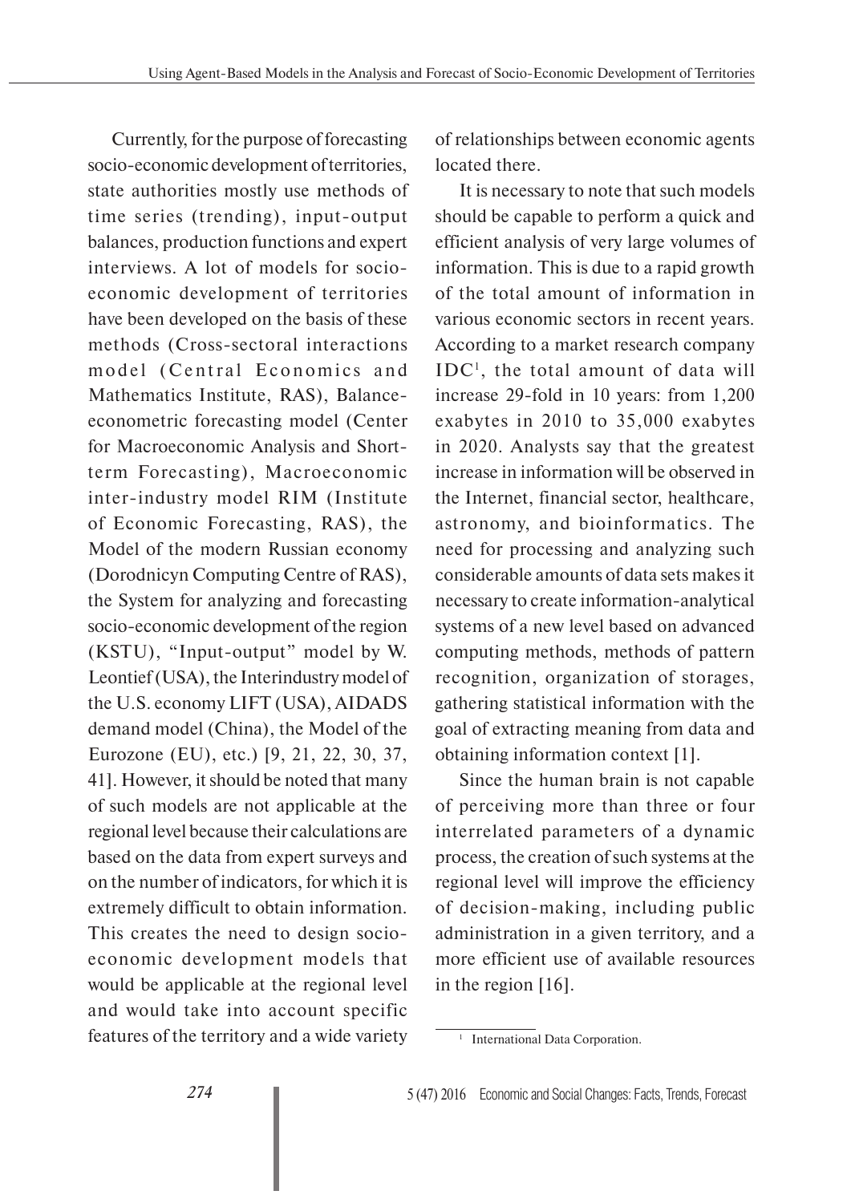Currently, for the purpose of forecasting socio-economic development of territories, state authorities mostly use methods of time series (trending), input-output balances, production functions and expert interviews. A lot of models for socio-economic development of territories have been developed on the basis of these methods (Cross-sectoral interactions model (Central Economics and Mathematics Institute, RAS), Balance-econometric forecasting model (Center for Macroeconomic Analysis and Short-term Forecasting), Macroeconomic inter-industry model RIM (Institute of Economic Forecasting, RAS), the Model of the modern Russian economy (Dorodnicyn Computing Centre of RAS), the System for analyzing and forecasting socio-economic development of the region (KSTU), "Input-output" model by W. Leontief (USA), the Interindustry model of the U.S. economy LIFT (USA), AIDADS demand model (China), the Model of the Eurozone (EU), etc.) [9, 21, 22, 30, 37, 41]. However, it should be noted that many of such models are not applicable at the regional level because their calculations are based on the data from expert surveys and on the number of indicators, for which it is extremely difficult to obtain information. This creates the need to design socio-economic development models that would be applicable at the regional level and would take into account specific features of the territory and a wide variety of relationships between economic agents located there.

It is necessary to note that such models should be capable to perform a quick and efficient analysis of very large volumes of information. This is due to a rapid growth of the total amount of information in various economic sectors in recent years. According to a market research company IDC[1], the total amount of data will increase 29-fold in 10 years: from 1,200 exabytes in 2010 to 35,000 exabytes in 2020. Analysts say that the greatest increase in information will be observed in the Internet, financial sector, healthcare, astronomy, and bioinformatics. The need for processing and analyzing such considerable amounts of data sets makes it necessary to create information-analytical systems of a new level based on advanced computing methods, methods of pattern recognition, organization of storages, gathering statistical information with the goal of extracting meaning from data and obtaining information context [1].

Since the human brain is not capable of perceiving more than three or four interrelated parameters of a dynamic process, the creation of such systems at the regional level will improve the efficiency of decision-making, including public administration in a given territory, and a more efficient use of available resources in the region [16].

[1] International Data Corporation.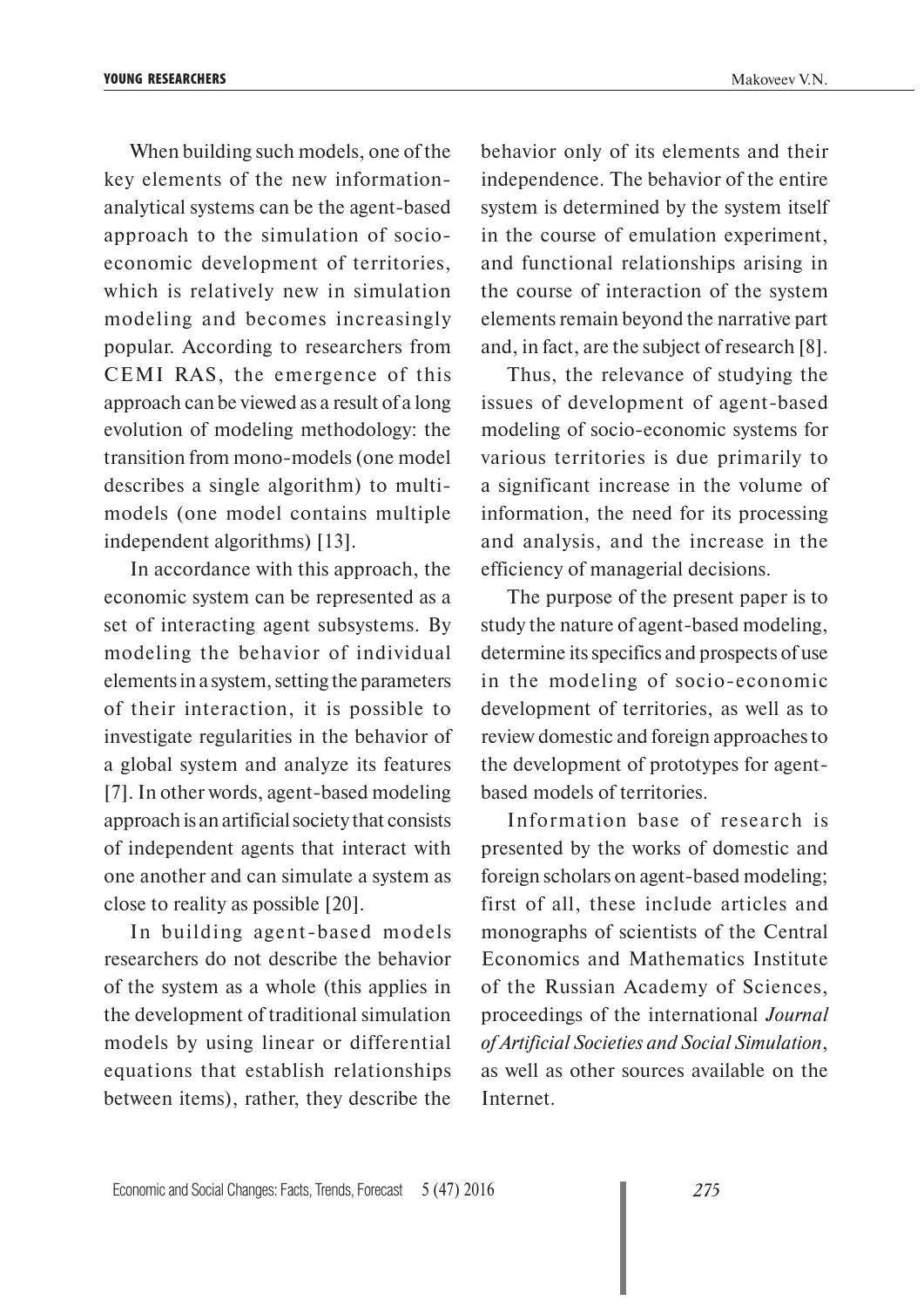When building such models, one of the key elements of the new information-analytical systems can be the agent-based approach to the simulation of socio-economic development of territories, which is relatively new in simulation modeling and becomes increasingly popular. According to researchers from CEMI RAS, the emergence of this approach can be viewed as a result of a long evolution of modeling methodology: the transition from mono-models (one model describes a single algorithm) to multi-models (one model contains multiple independent algorithms) [13].

In accordance with this approach, the economic system can be represented as a set of interacting agent subsystems. By modeling the behavior of individual elements in a system, setting the parameters of their interaction, it is possible to investigate regularities in the behavior of a global system and analyze its features [7]. In other words, agent-based modeling approach is an artificial society that consists of independent agents that interact with one another and can simulate a system as close to reality as possible [20].

In building agent-based models researchers do not describe the behavior of the system as a whole (this applies in the development of traditional simulation models by using linear or differential equations that establish relationships between items), rather, they describe the behavior only of its elements and their independence. The behavior of the entire system is determined by the system itself in the course of emulation experiment, and functional relationships arising in the course of interaction of the system elements remain beyond the narrative part and, in fact, are the subject of research [8].

Thus, the relevance of studying the issues of development of agent-based modeling of socio-economic systems for various territories is due primarily to a significant increase in the volume of information, the need for its processing and analysis, and the increase in the efficiency of managerial decisions.

The purpose of the present paper is to study the nature of agent-based modeling, determine its specifics and prospects of use in the modeling of socio-economic development of territories, as well as to review domestic and foreign approaches to the development of prototypes for agent-based models of territories.

Information base of research is presented by the works of domestic and foreign scholars on agent-based modeling; first of all, these include articles and monographs of scientists of the Central Economics and Mathematics Institute of the Russian Academy of Sciences, proceedings of the international *Journal of Artificial Societies and Social Simulation*, as well as other sources available on the Internet.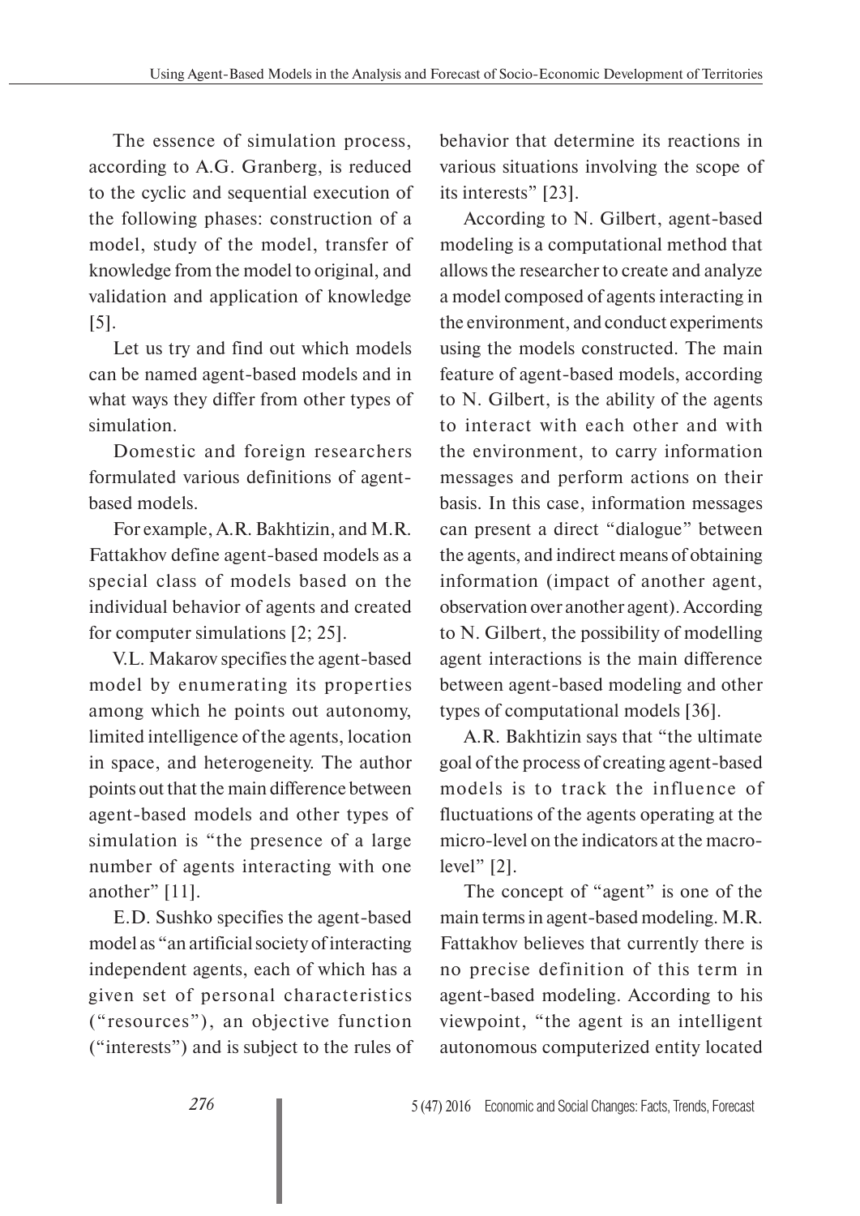The essence of simulation process, according to A.G. Granberg, is reduced to the cyclic and sequential execution of the following phases: construction of a model, study of the model, transfer of knowledge from the model to original, and validation and application of knowledge [5].

Let us try and find out which models can be named agent-based models and in what ways they differ from other types of simulation.

Domestic and foreign researchers formulated various definitions of agent-based models.

For example, A.R. Bakhtizin, and M.R. Fattakhov define agent-based models as a special class of models based on the individual behavior of agents and created for computer simulations [2; 25].

V.L. Makarov specifies the agent-based model by enumerating its properties among which he points out autonomy, limited intelligence of the agents, location in space, and heterogeneity. The author points out that the main difference between agent-based models and other types of simulation is "the presence of a large number of agents interacting with one another" [11].

E.D. Sushko specifies the agent-based model as "an artificial society of interacting independent agents, each of which has a given set of personal characteristics ("resources"), an objective function ("interests") and is subject to the rules of behavior that determine its reactions in various situations involving the scope of its interests" [23].

According to N. Gilbert, agent-based modeling is a computational method that allows the researcher to create and analyze a model composed of agents interacting in the environment, and conduct experiments using the models constructed. The main feature of agent-based models, according to N. Gilbert, is the ability of the agents to interact with each other and with the environment, to carry information messages and perform actions on their basis. In this case, information messages can present a direct "dialogue" between the agents, and indirect means of obtaining information (impact of another agent, observation over another agent). According to N. Gilbert, the possibility of modelling agent interactions is the main difference between agent-based modeling and other types of computational models [36].

A.R. Bakhtizin says that "the ultimate goal of the process of creating agent-based models is to track the influence of fluctuations of the agents operating at the micro-level on the indicators at the macro-level" [2].

The concept of "agent" is one of the main terms in agent-based modeling. M.R. Fattakhov believes that currently there is no precise definition of this term in agent-based modeling. According to his viewpoint, "the agent is an intelligent autonomous computerized entity located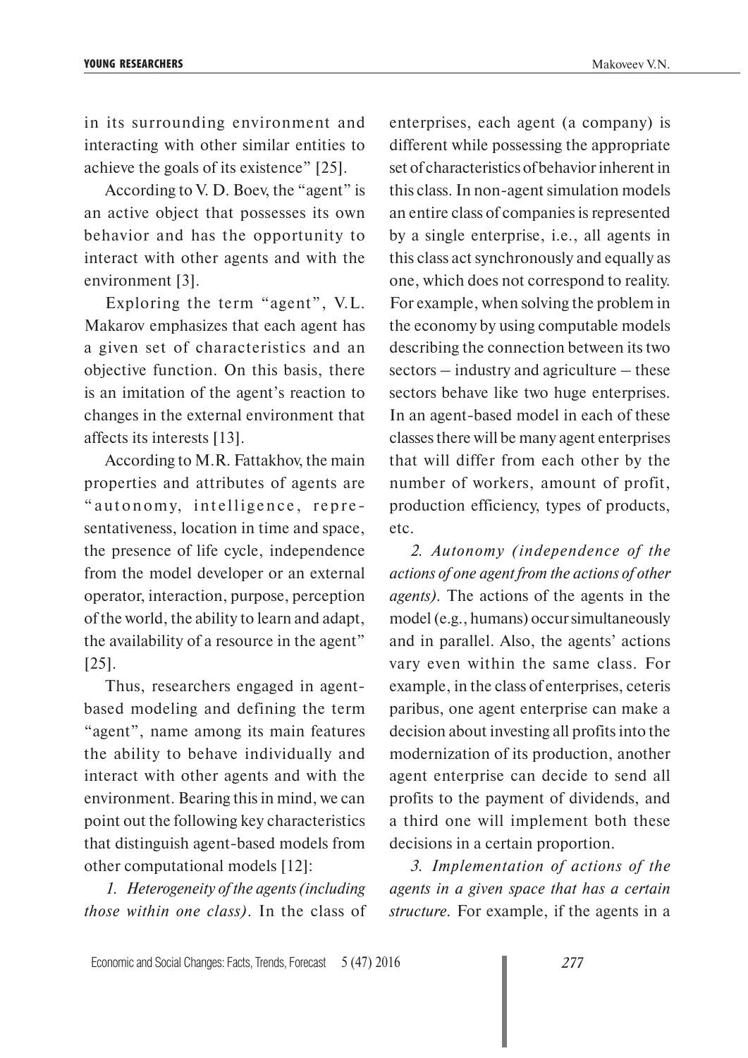in its surrounding environment and interacting with other similar entities to achieve the goals of its existence" [25].

According to V. D. Boev, the "agent" is an active object that possesses its own behavior and has the opportunity to interact with other agents and with the environment [3].

Exploring the term "agent", V.L. Makarov emphasizes that each agent has a given set of characteristics and an objective function. On this basis, there is an imitation of the agent's reaction to changes in the external environment that affects its interests [13].

According to M.R. Fattakhov, the main properties and attributes of agents are "autonomy, intelligence, representativeness, location in time and space, the presence of life cycle, independence from the model developer or an external operator, interaction, purpose, perception of the world, the ability to learn and adapt, the availability of a resource in the agent" [25].

Thus, researchers engaged in agent-based modeling and defining the term "agent", name among its main features the ability to behave individually and interact with other agents and with the environment. Bearing this in mind, we can point out the following key characteristics that distinguish agent-based models from other computational models [12]:

*1. Heterogeneity of the agents (including those within one class)*. In the class of enterprises, each agent (a company) is different while possessing the appropriate set of characteristics of behavior inherent in this class. In non-agent simulation models an entire class of companies is represented by a single enterprise, i.e., all agents in this class act synchronously and equally as one, which does not correspond to reality. For example, when solving the problem in the economy by using computable models describing the connection between its two sectors – industry and agriculture – these sectors behave like two huge enterprises. In an agent-based model in each of these classes there will be many agent enterprises that will differ from each other by the number of workers, amount of profit, production efficiency, types of products, etc.

*2. Autonomy (independence of the actions of one agent from the actions of other agents)*. The actions of the agents in the model (e.g., humans) occur simultaneously and in parallel. Also, the agents' actions vary even within the same class. For example, in the class of enterprises, ceteris paribus, one agent enterprise can make a decision about investing all profits into the modernization of its production, another agent enterprise can decide to send all profits to the payment of dividends, and a third one will implement both these decisions in a certain proportion.

*3. Implementation of actions of the agents in a given space that has a certain structure*. For example, if the agents in a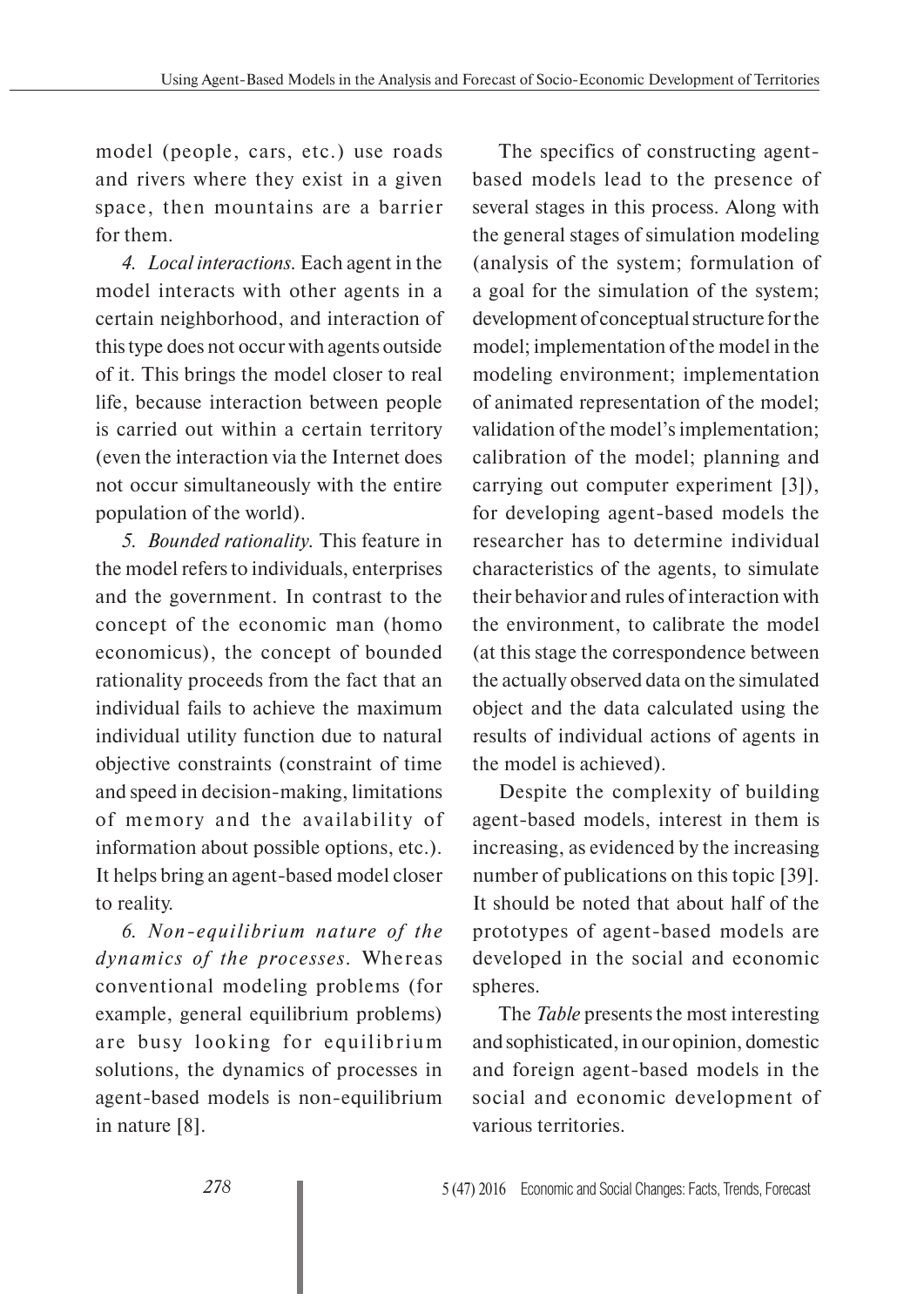model (people, cars, etc.) use roads and rivers where they exist in a given space, then mountains are a barrier for them.

*4. Local interactions.* Each agent in the model interacts with other agents in a certain neighborhood, and interaction of this type does not occur with agents outside of it. This brings the model closer to real life, because interaction between people is carried out within a certain territory (even the interaction via the Internet does not occur simultaneously with the entire population of the world).

*5. Bounded rationality.* This feature in the model refers to individuals, enterprises and the government. In contrast to the concept of the economic man (homo economicus), the concept of bounded rationality proceeds from the fact that an individual fails to achieve the maximum individual utility function due to natural objective constraints (constraint of time and speed in decision-making, limitations of memory and the availability of information about possible options, etc.). It helps bring an agent-based model closer to reality.

*6. Non-equilibrium nature of the dynamics of the processes.* Whereas conventional modeling problems (for example, general equilibrium problems) are busy looking for equilibrium solutions, the dynamics of processes in agent-based models is non-equilibrium in nature [8].

The specifics of constructing agent-based models lead to the presence of several stages in this process. Along with the general stages of simulation modeling (analysis of the system; formulation of a goal for the simulation of the system; development of conceptual structure for the model; implementation of the model in the modeling environment; implementation of animated representation of the model; validation of the model's implementation; calibration of the model; planning and carrying out computer experiment [3]), for developing agent-based models the researcher has to determine individual characteristics of the agents, to simulate their behavior and rules of interaction with the environment, to calibrate the model (at this stage the correspondence between the actually observed data on the simulated object and the data calculated using the results of individual actions of agents in the model is achieved).

Despite the complexity of building agent-based models, interest in them is increasing, as evidenced by the increasing number of publications on this topic [39]. It should be noted that about half of the prototypes of agent-based models are developed in the social and economic spheres.

The *Table* presents the most interesting and sophisticated, in our opinion, domestic and foreign agent-based models in the social and economic development of various territories.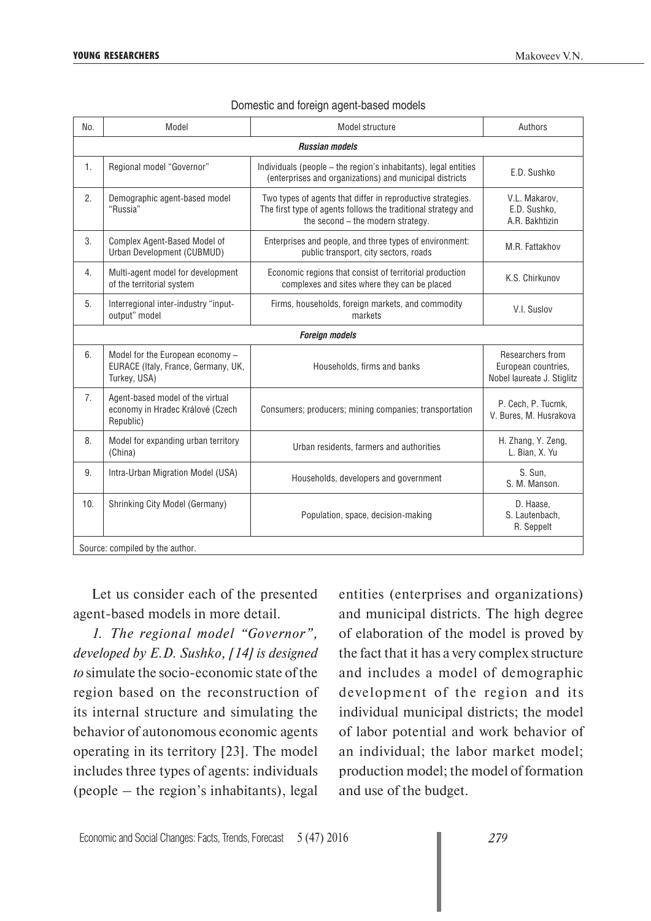Domestic and foreign agent-based models

| No. | Model | Model structure | Authors |
|---|---|---|---|
| ***Russian models*** | | | |
| 1. | Regional model "Governor" | Individuals (people – the region's inhabitants), legal entities (enterprises and organizations) and municipal districts | E.D. Sushko |
| 2. | Demographic agent-based model "Russia" | Two types of agents that differ in reproductive strategies. The first type of agents follows the traditional strategy and the second – the modern strategy. | V.L. Makarov, E.D. Sushko, A.R. Bakhtizin |
| 3. | Complex Agent-Based Model of Urban Development (CUBMUD) | Enterprises and people, and three types of environment: public transport, city sectors, roads | M.R. Fattakhov |
| 4. | Multi-agent model for development of the territorial system | Economic regions that consist of territorial production complexes and sites where they can be placed | K.S. Chirkunov |
| 5. | Interregional inter-industry "input-output" model | Firms, households, foreign markets, and commodity markets | V.I. Suslov |
| ***Foreign models*** | | | |
| 6. | Model for the European economy – EURACE (Italy, France, Germany, UK, Turkey, USA) | Households, firms and banks | Researchers from European countries, Nobel laureate J. Stiglitz |
| 7. | Agent-based model of the virtual economy in Hradec Králové (Czech Republic) | Consumers; producers; mining companies; transportation | P. Cech, P. Tucmk, V. Bures, M. Husrakova |
| 8. | Model for expanding urban territory (China) | Urban residents, farmers and authorities | H. Zhang, Y. Zeng, L. Bian, X. Yu |
| 9. | Intra-Urban Migration Model (USA) | Households, developers and government | S. Sun, S. M. Manson. |
| 10. | Shrinking City Model (Germany) | Population, space, decision-making | D. Haase, S. Lautenbach, R. Seppelt |

Source: compiled by the author.

Let us consider each of the presented agent-based models in more detail.

*1. The regional model "Governor", developed by E.D. Sushko, [14] is designed to* simulate the socio-economic state of the region based on the reconstruction of its internal structure and simulating the behavior of autonomous economic agents operating in its territory [23]. The model includes three types of agents: individuals (people – the region's inhabitants), legal entities (enterprises and organizations) and municipal districts. The high degree of elaboration of the model is proved by the fact that it has a very complex structure and includes a model of demographic development of the region and its individual municipal districts; the model of labor potential and work behavior of an individual; the labor market model; production model; the model of formation and use of the budget.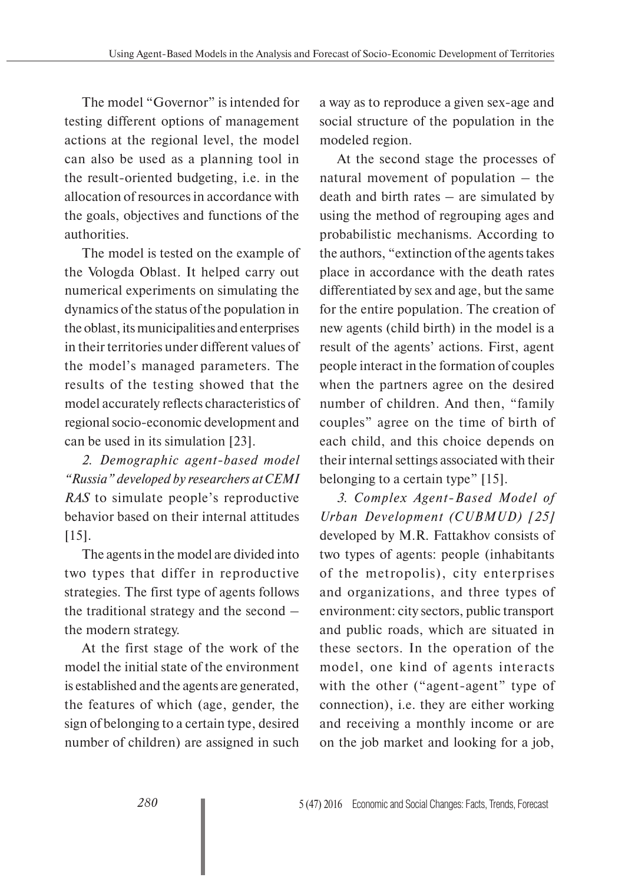The model "Governor" is intended for testing different options of management actions at the regional level, the model can also be used as a planning tool in the result-oriented budgeting, i.e. in the allocation of resources in accordance with the goals, objectives and functions of the authorities.

The model is tested on the example of the Vologda Oblast. It helped carry out numerical experiments on simulating the dynamics of the status of the population in the oblast, its municipalities and enterprises in their territories under different values of the model's managed parameters. The results of the testing showed that the model accurately reflects characteristics of regional socio-economic development and can be used in its simulation [23].

*2. Demographic agent-based model "Russia" developed by researchers at CEMI RAS* to simulate people's reproductive behavior based on their internal attitudes [15].

The agents in the model are divided into two types that differ in reproductive strategies. The first type of agents follows the traditional strategy and the second – the modern strategy.

At the first stage of the work of the model the initial state of the environment is established and the agents are generated, the features of which (age, gender, the sign of belonging to a certain type, desired number of children) are assigned in such a way as to reproduce a given sex-age and social structure of the population in the modeled region.

At the second stage the processes of natural movement of population – the death and birth rates – are simulated by using the method of regrouping ages and probabilistic mechanisms. According to the authors, "extinction of the agents takes place in accordance with the death rates differentiated by sex and age, but the same for the entire population. The creation of new agents (child birth) in the model is a result of the agents' actions. First, agent people interact in the formation of couples when the partners agree on the desired number of children. And then, "family couples" agree on the time of birth of each child, and this choice depends on their internal settings associated with their belonging to a certain type" [15].

*3. Complex Agent-Based Model of Urban Development (CUBMUD) [25]* developed by M.R. Fattakhov consists of two types of agents: people (inhabitants of the metropolis), city enterprises and organizations, and three types of environment: city sectors, public transport and public roads, which are situated in these sectors. In the operation of the model, one kind of agents interacts with the other ("agent-agent" type of connection), i.e. they are either working and receiving a monthly income or are on the job market and looking for a job,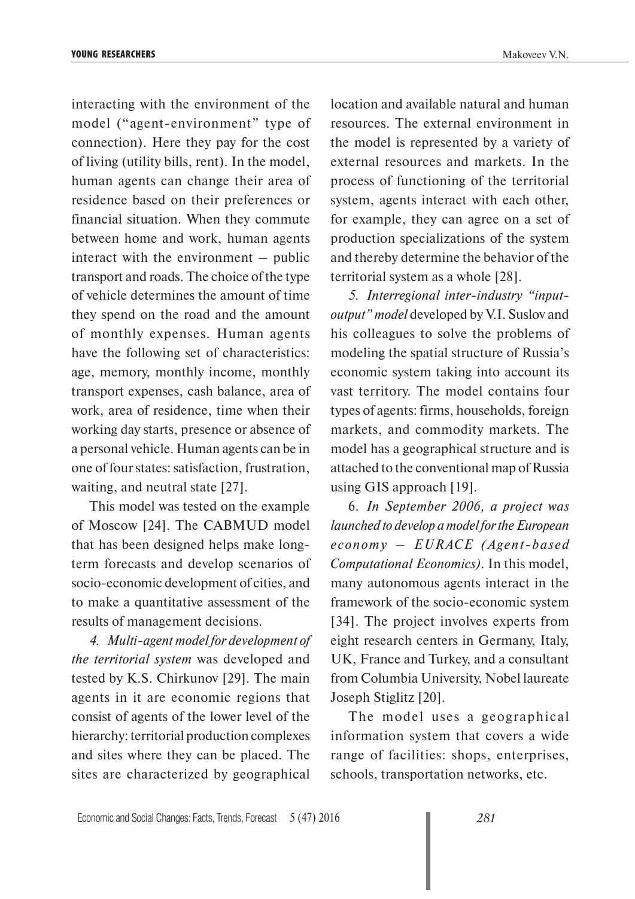interacting with the environment of the model ("agent-environment" type of connection). Here they pay for the cost of living (utility bills, rent). In the model, human agents can change their area of residence based on their preferences or financial situation. When they commute between home and work, human agents interact with the environment – public transport and roads. The choice of the type of vehicle determines the amount of time they spend on the road and the amount of monthly expenses. Human agents have the following set of characteristics: age, memory, monthly income, monthly transport expenses, cash balance, area of work, area of residence, time when their working day starts, presence or absence of a personal vehicle. Human agents can be in one of four states: satisfaction, frustration, waiting, and neutral state [27].

This model was tested on the example of Moscow [24]. The CABMUD model that has been designed helps make long-term forecasts and develop scenarios of socio-economic development of cities, and to make a quantitative assessment of the results of management decisions.

*4. Multi-agent model for development of the territorial system* was developed and tested by K.S. Chirkunov [29]. The main agents in it are economic regions that consist of agents of the lower level of the hierarchy: territorial production complexes and sites where they can be placed. The sites are characterized by geographical location and available natural and human resources. The external environment in the model is represented by a variety of external resources and markets. In the process of functioning of the territorial system, agents interact with each other, for example, they can agree on a set of production specializations of the system and thereby determine the behavior of the territorial system as a whole [28].

*5. Interregional inter-industry "input-output" model* developed by V.I. Suslov and his colleagues to solve the problems of modeling the spatial structure of Russia's economic system taking into account its vast territory. The model contains four types of agents: firms, households, foreign markets, and commodity markets. The model has a geographical structure and is attached to the conventional map of Russia using GIS approach [19].

6. *In September 2006, a project was launched to develop a model for the European economy – EURACE (Agent-based Computational Economics).* In this model, many autonomous agents interact in the framework of the socio-economic system [34]. The project involves experts from eight research centers in Germany, Italy, UK, France and Turkey, and a consultant from Columbia University, Nobel laureate Joseph Stiglitz [20].

The model uses a geographical information system that covers a wide range of facilities: shops, enterprises, schools, transportation networks, etc.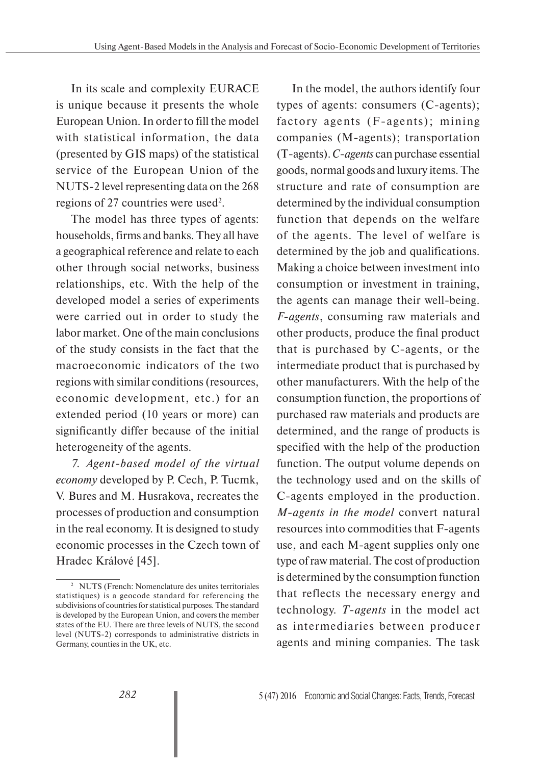In its scale and complexity EURACE is unique because it presents the whole European Union. In order to fill the model with statistical information, the data (presented by GIS maps) of the statistical service of the European Union of the NUTS-2 level representing data on the 268 regions of 27 countries were used[2].

The model has three types of agents: households, firms and banks. They all have a geographical reference and relate to each other through social networks, business relationships, etc. With the help of the developed model a series of experiments were carried out in order to study the labor market. One of the main conclusions of the study consists in the fact that the macroeconomic indicators of the two regions with similar conditions (resources, economic development, etc.) for an extended period (10 years or more) can significantly differ because of the initial heterogeneity of the agents.

*7. Agent-based model of the virtual economy* developed by P. Cech, P. Tucmk, V. Bures and M. Husrakova, recreates the processes of production and consumption in the real economy. It is designed to study economic processes in the Czech town of Hradec Králové [45].

In the model, the authors identify four types of agents: consumers (C-agents); factory agents (F-agents); mining companies (M-agents); transportation (T-agents). *C-agents* can purchase essential goods, normal goods and luxury items. The structure and rate of consumption are determined by the individual consumption function that depends on the welfare of the agents. The level of welfare is determined by the job and qualifications. Making a choice between investment into consumption or investment in training, the agents can manage their well-being. *F-agents*, consuming raw materials and other products, produce the final product that is purchased by C-agents, or the intermediate product that is purchased by other manufacturers. With the help of the consumption function, the proportions of purchased raw materials and products are determined, and the range of products is specified with the help of the production function. The output volume depends on the technology used and on the skills of C-agents employed in the production. *M-agents in the model* convert natural resources into commodities that F-agents use, and each M-agent supplies only one type of raw material. The cost of production is determined by the consumption function that reflects the necessary energy and technology. *T-agents* in the model act as intermediaries between producer agents and mining companies. The task

---

[2] NUTS (French: Nomenclature des unites territoriales statistiques) is a geocode standard for referencing the subdivisions of countries for statistical purposes. The standard is developed by the European Union, and covers the member states of the EU. There are three levels of NUTS, the second level (NUTS-2) corresponds to administrative districts in Germany, counties in the UK, etc.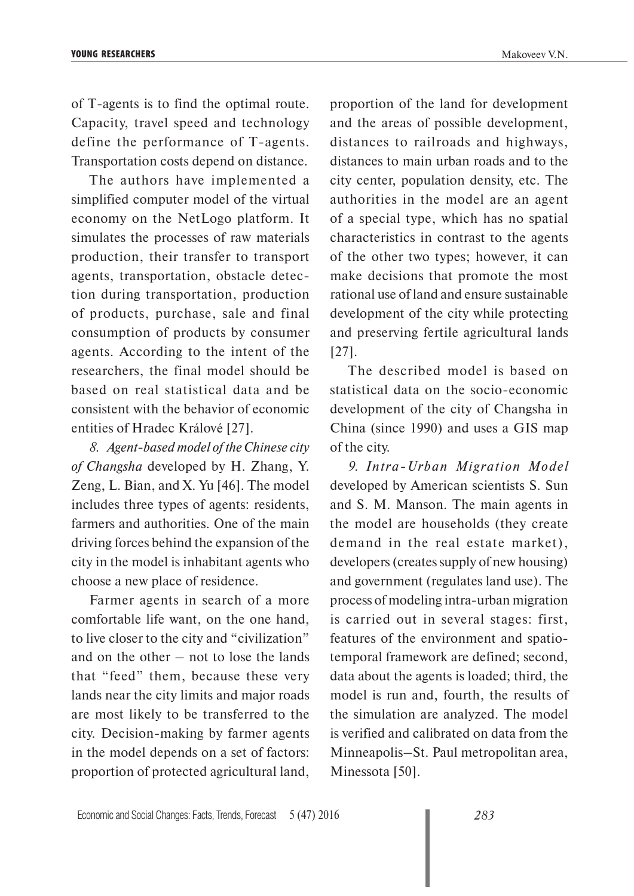of T-agents is to find the optimal route. Capacity, travel speed and technology define the performance of T-agents. Transportation costs depend on distance.

The authors have implemented a simplified computer model of the virtual economy on the NetLogo platform. It simulates the processes of raw materials production, their transfer to transport agents, transportation, obstacle detection during transportation, production of products, purchase, sale and final consumption of products by consumer agents. According to the intent of the researchers, the final model should be based on real statistical data and be consistent with the behavior of economic entities of Hradec Králové [27].

*8. Agent-based model of the Chinese city of Changsha* developed by H. Zhang, Y. Zeng, L. Bian, and X. Yu [46]. The model includes three types of agents: residents, farmers and authorities. One of the main driving forces behind the expansion of the city in the model is inhabitant agents who choose a new place of residence.

Farmer agents in search of a more comfortable life want, on the one hand, to live closer to the city and "civilization" and on the other – not to lose the lands that "feed" them, because these very lands near the city limits and major roads are most likely to be transferred to the city. Decision-making by farmer agents in the model depends on a set of factors: proportion of protected agricultural land, proportion of the land for development and the areas of possible development, distances to railroads and highways, distances to main urban roads and to the city center, population density, etc. The authorities in the model are an agent of a special type, which has no spatial characteristics in contrast to the agents of the other two types; however, it can make decisions that promote the most rational use of land and ensure sustainable development of the city while protecting and preserving fertile agricultural lands [27].

The described model is based on statistical data on the socio-economic development of the city of Changsha in China (since 1990) and uses a GIS map of the city.

*9. Intra-Urban Migration Model* developed by American scientists S. Sun and S. M. Manson. The main agents in the model are households (they create demand in the real estate market), developers (creates supply of new housing) and government (regulates land use). The process of modeling intra-urban migration is carried out in several stages: first, features of the environment and spatio-temporal framework are defined; second, data about the agents is loaded; third, the model is run and, fourth, the results of the simulation are analyzed. The model is verified and calibrated on data from the Minneapolis–St. Paul metropolitan area, Minessota [50].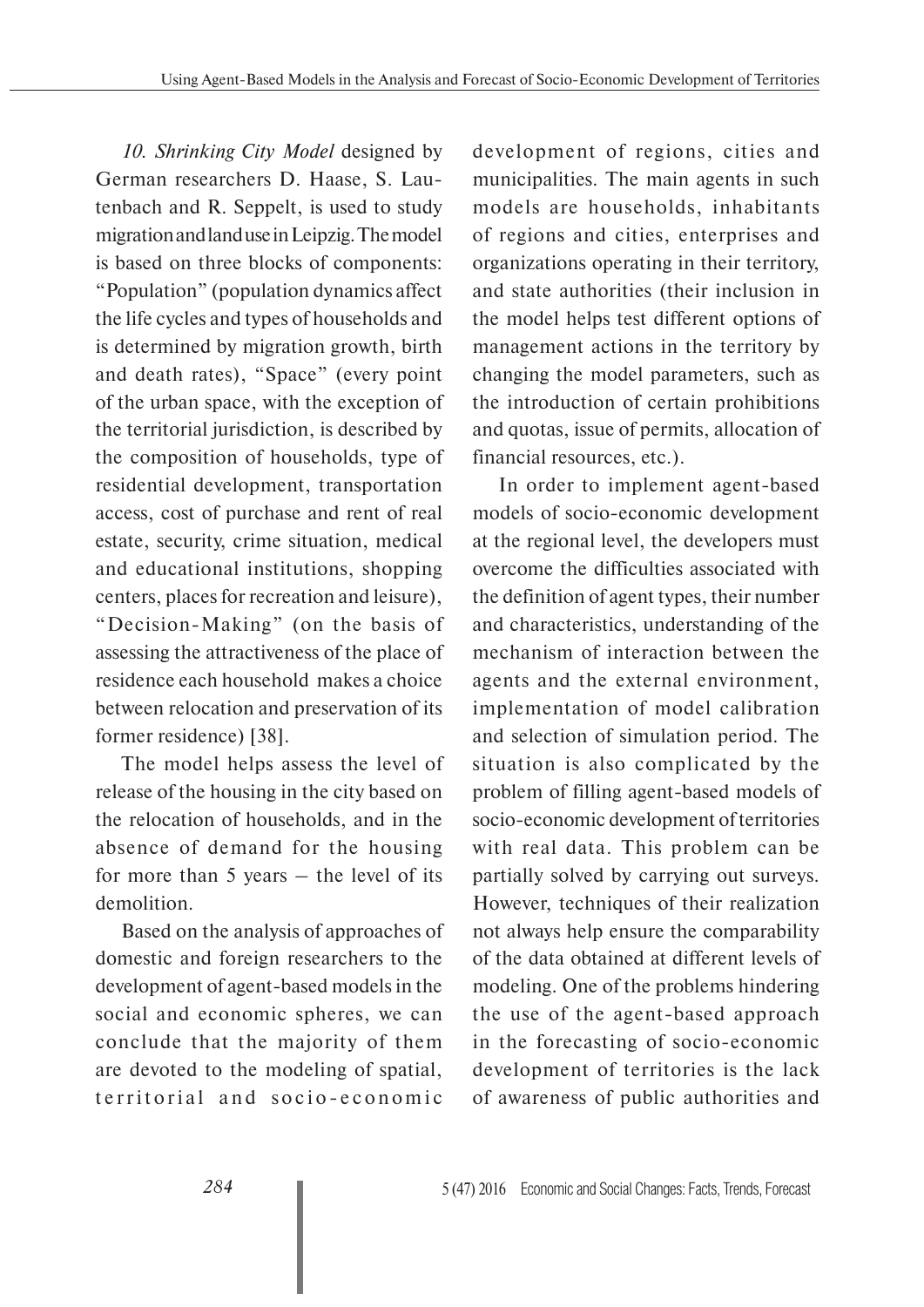*10. Shrinking City Model* designed by German researchers D. Haase, S. Lautenbach and R. Seppelt, is used to study migration and land use in Leipzig. The model is based on three blocks of components: "Population" (population dynamics affect the life cycles and types of households and is determined by migration growth, birth and death rates), "Space" (every point of the urban space, with the exception of the territorial jurisdiction, is described by the composition of households, type of residential development, transportation access, cost of purchase and rent of real estate, security, crime situation, medical and educational institutions, shopping centers, places for recreation and leisure), "Decision-Making" (on the basis of assessing the attractiveness of the place of residence each household makes a choice between relocation and preservation of its former residence) [38].

The model helps assess the level of release of the housing in the city based on the relocation of households, and in the absence of demand for the housing for more than 5 years – the level of its demolition.

Based on the analysis of approaches of domestic and foreign researchers to the development of agent-based models in the social and economic spheres, we can conclude that the majority of them are devoted to the modeling of spatial, territorial and socio-economic development of regions, cities and municipalities. The main agents in such models are households, inhabitants of regions and cities, enterprises and organizations operating in their territory, and state authorities (their inclusion in the model helps test different options of management actions in the territory by changing the model parameters, such as the introduction of certain prohibitions and quotas, issue of permits, allocation of financial resources, etc.).

In order to implement agent-based models of socio-economic development at the regional level, the developers must overcome the difficulties associated with the definition of agent types, their number and characteristics, understanding of the mechanism of interaction between the agents and the external environment, implementation of model calibration and selection of simulation period. The situation is also complicated by the problem of filling agent-based models of socio-economic development of territories with real data. This problem can be partially solved by carrying out surveys. However, techniques of their realization not always help ensure the comparability of the data obtained at different levels of modeling. One of the problems hindering the use of the agent-based approach in the forecasting of socio-economic development of territories is the lack of awareness of public authorities and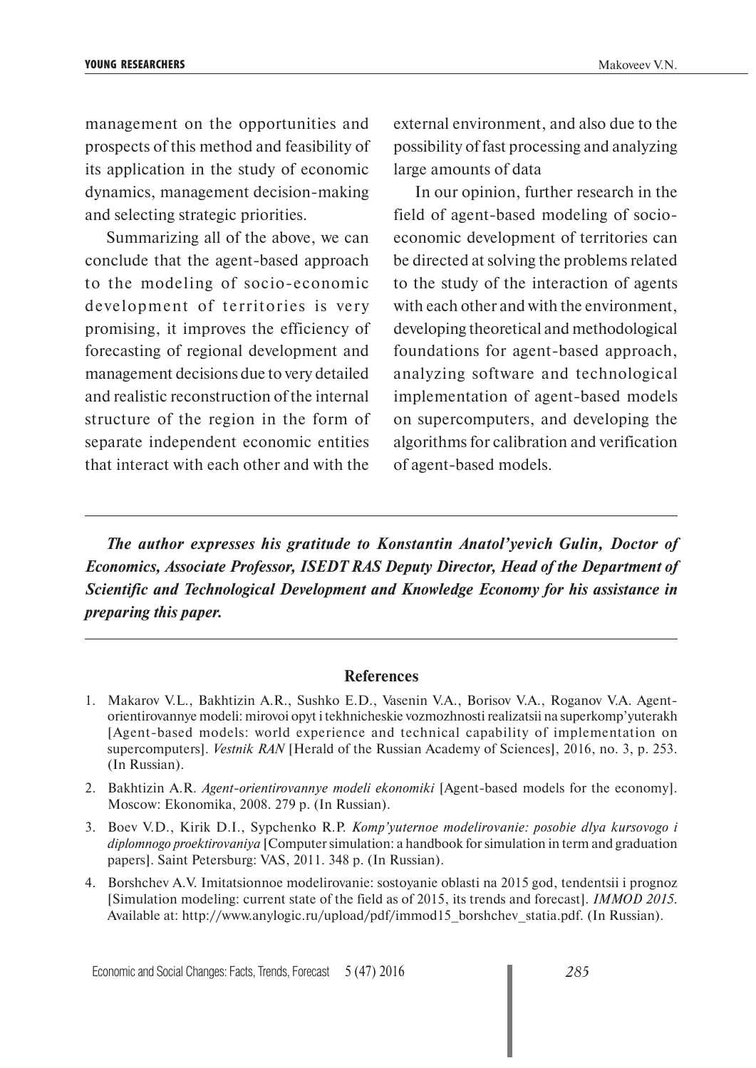management on the opportunities and prospects of this method and feasibility of its application in the study of economic dynamics, management decision-making and selecting strategic priorities.

Summarizing all of the above, we can conclude that the agent-based approach to the modeling of socio-economic development of territories is very promising, it improves the efficiency of forecasting of regional development and management decisions due to very detailed and realistic reconstruction of the internal structure of the region in the form of separate independent economic entities that interact with each other and with the external environment, and also due to the possibility of fast processing and analyzing large amounts of data

In our opinion, further research in the field of agent-based modeling of socio-economic development of territories can be directed at solving the problems related to the study of the interaction of agents with each other and with the environment, developing theoretical and methodological foundations for agent-based approach, analyzing software and technological implementation of agent-based models on supercomputers, and developing the algorithms for calibration and verification of agent-based models.

---

***The author expresses his gratitude to Konstantin Anatol'yevich Gulin, Doctor of Economics, Associate Professor, ISEDT RAS Deputy Director, Head of the Department of Scientific and Technological Development and Knowledge Economy for his assistance in preparing this paper.***

---

## References

1. Makarov V.L., Bakhtizin A.R., Sushko E.D., Vasenin V.A., Borisov V.A., Roganov V.A. Agent-orientirovannye modeli: mirovoi opyt i tekhnicheskie vozmozhnosti realizatsii na superkomp'yuterakh [Agent-based models: world experience and technical capability of implementation on supercomputers]. *Vestnik RAN* [Herald of the Russian Academy of Sciences], 2016, no. 3, p. 253. (In Russian).
2. Bakhtizin A.R. *Agent-orientirovannye modeli ekonomiki* [Agent-based models for the economy]. Moscow: Ekonomika, 2008. 279 p. (In Russian).
3. Boev V.D., Kirik D.I., Sypchenko R.P. *Komp'yuternoe modelirovanie: posobie dlya kursovogo i diplomnogo proektirovaniya* [Computer simulation: a handbook for simulation in term and graduation papers]. Saint Petersburg: VAS, 2011. 348 p. (In Russian).
4. Borshchev A.V. Imitatsionnoe modelirovanie: sostoyanie oblasti na 2015 god, tendentsii i prognoz [Simulation modeling: current state of the field as of 2015, its trends and forecast]. *IMMOD 2015.* Available at: http://www.anylogic.ru/upload/pdf/immod15_borshchev_statia.pdf. (In Russian).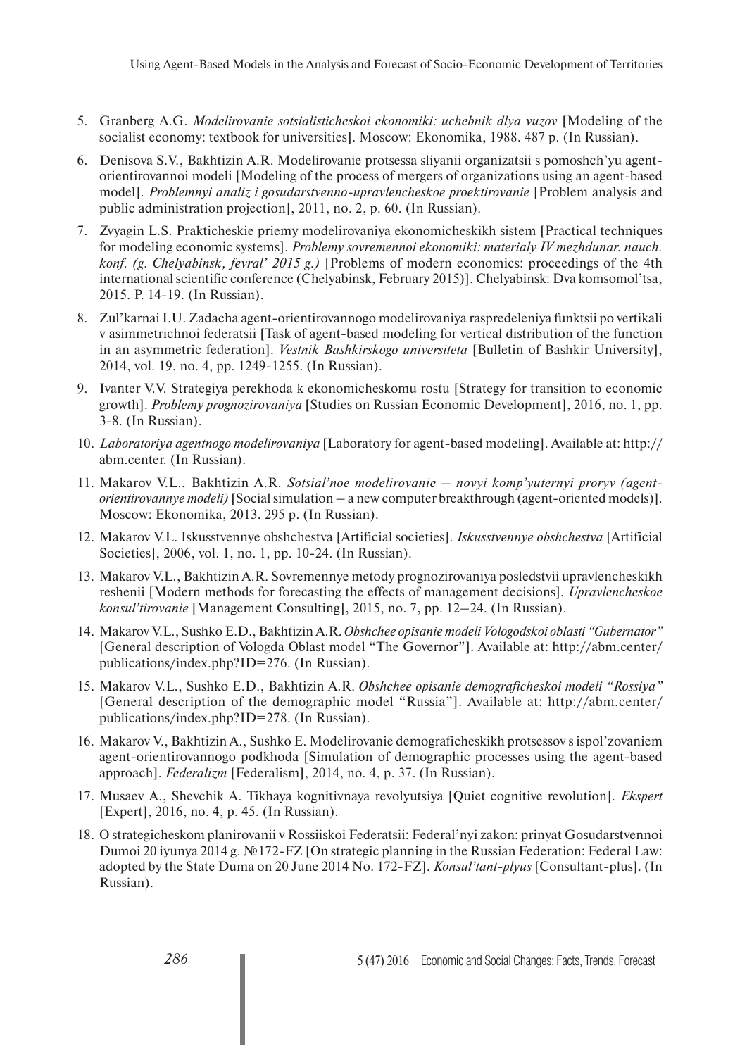5. Granberg A.G. *Modelirovanie sotsialisticheskoi ekonomiki: uchebnik dlya vuzov* [Modeling of the socialist economy: textbook for universities]. Moscow: Ekonomika, 1988. 487 p. (In Russian).

6. Denisova S.V., Bakhtizin A.R. Modelirovanie protsessa sliyanii organizatsii s pomoshch'yu agent-orientirovannoi modeli [Modeling of the process of mergers of organizations using an agent-based model]. *Problemnyi analiz i gosudarstvenno-upravlencheskoe proektirovanie* [Problem analysis and public administration projection], 2011, no. 2, p. 60. (In Russian).

7. Zvyagin L.S. Prakticheskie priemy modelirovaniya ekonomicheskikh sistem [Practical techniques for modeling economic systems]. *Problemy sovremennoi ekonomiki: materialy IV mezhdunar. nauch. konf. (g. Chelyabinsk, fevral' 2015 g.)* [Problems of modern economics: proceedings of the 4th international scientific conference (Chelyabinsk, February 2015)]. Chelyabinsk: Dva komsomol'tsa, 2015. P. 14-19. (In Russian).

8. Zul'karnai I.U. Zadacha agent-orientirovannogo modelirovaniya raspredeleniya funktsii po vertikali v asimmetrichnoi federatsii [Task of agent-based modeling for vertical distribution of the function in an asymmetric federation]. *Vestnik Bashkirskogo universiteta* [Bulletin of Bashkir University], 2014, vol. 19, no. 4, pp. 1249-1255. (In Russian).

9. Ivanter V.V. Strategiya perekhoda k ekonomicheskomu rostu [Strategy for transition to economic growth]. *Problemy prognozirovaniya* [Studies on Russian Economic Development], 2016, no. 1, pp. 3-8. (In Russian).

10. *Laboratoriya agentnogo modelirovaniya* [Laboratory for agent-based modeling]. Available at: http://abm.center. (In Russian).

11. Makarov V.L., Bakhtizin A.R. *Sotsial'noe modelirovanie – novyi komp'yuternyi proryv (agent-orientirovannye modeli)* [Social simulation – a new computer breakthrough (agent-oriented models)]. Moscow: Ekonomika, 2013. 295 p. (In Russian).

12. Makarov V.L. Iskusstvennye obshchestva [Artificial societies]. *Iskusstvennye obshchestva* [Artificial Societies], 2006, vol. 1, no. 1, pp. 10-24. (In Russian).

13. Makarov V.L., Bakhtizin A.R. Sovremennye metody prognozirovaniya posledstvii upravlencheskikh reshenii [Modern methods for forecasting the effects of management decisions]. *Upravlencheskoe konsul'tirovanie* [Management Consulting], 2015, no. 7, pp. 12–24. (In Russian).

14. Makarov V.L., Sushko E.D., Bakhtizin A.R. *Obshchee opisanie modeli Vologodskoi oblasti "Gubernator"* [General description of Vologda Oblast model "The Governor"]. Available at: http://abm.center/publications/index.php?ID=276. (In Russian).

15. Makarov V.L., Sushko E.D., Bakhtizin A.R. *Obshchee opisanie demograficheskoi modeli "Rossiya"* [General description of the demographic model "Russia"]. Available at: http://abm.center/publications/index.php?ID=278. (In Russian).

16. Makarov V., Bakhtizin A., Sushko E. Modelirovanie demograficheskikh protsessov s ispol'zovaniem agent-orientirovannogo podkhoda [Simulation of demographic processes using the agent-based approach]. *Federalizm* [Federalism], 2014, no. 4, p. 37. (In Russian).

17. Musaev A., Shevchik A. Tikhaya kognitivnaya revolyutsiya [Quiet cognitive revolution]. *Ekspert* [Expert], 2016, no. 4, p. 45. (In Russian).

18. O strategicheskom planirovanii v Rossiiskoi Federatsii: Federal'nyi zakon: prinyat Gosudarstvennoi Dumoi 20 iyunya 2014 g. №172-FZ [On strategic planning in the Russian Federation: Federal Law: adopted by the State Duma on 20 June 2014 No. 172-FZ]. *Konsul'tant-plyus* [Consultant-plus]. (In Russian).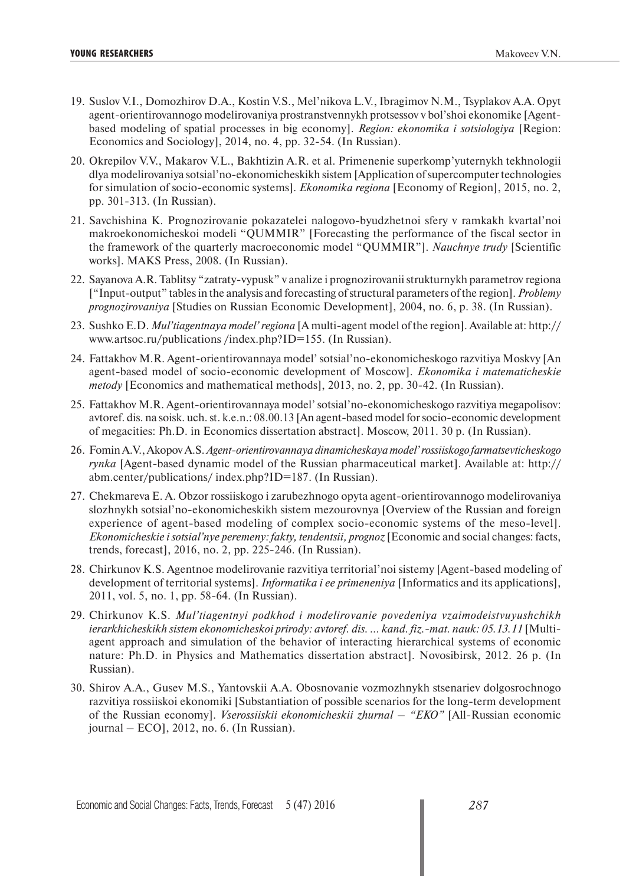19. Suslov V.I., Domozhirov D.A., Kostin V.S., Mel'nikova L.V., Ibragimov N.M., Tsyplakov A.A. Opyt agent-orientirovannogo modelirovaniya prostranstvennykh protsessov v bol'shoi ekonomike [Agent-based modeling of spatial processes in big economy]. *Region: ekonomika i sotsiologiya* [Region: Economics and Sociology], 2014, no. 4, pp. 32-54. (In Russian).

20. Okrepilov V.V., Makarov V.L., Bakhtizin A.R. et al. Primenenie superkomp'yuternykh tekhnologii dlya modelirovaniya sotsial'no-ekonomicheskikh sistem [Application of supercomputer technologies for simulation of socio-economic systems]. *Ekonomika regiona* [Economy of Region], 2015, no. 2, pp. 301-313. (In Russian).

21. Savchishina K. Prognozirovanie pokazatelei nalogovo-byudzhetnoi sfery v ramkakh kvartal'noi makroekonomicheskoi modeli "QUMMIR" [Forecasting the performance of the fiscal sector in the framework of the quarterly macroeconomic model "QUMMIR"]. *Nauchnye trudy* [Scientific works]. MAKS Press, 2008. (In Russian).

22. Sayanova A.R. Tablitsy "zatraty-vypusk" v analize i prognozirovanii strukturnykh parametrov regiona ["Input-output" tables in the analysis and forecasting of structural parameters of the region]. *Problemy prognozirovaniya* [Studies on Russian Economic Development], 2004, no. 6, p. 38. (In Russian).

23. Sushko E.D. *Mul'tiagentnaya model' regiona* [A multi-agent model of the region]. Available at: http://www.artsoc.ru/publications /index.php?ID=155. (In Russian).

24. Fattakhov M.R. Agent-orientirovannaya model' sotsial'no-ekonomicheskogo razvitiya Moskvy [An agent-based model of socio-economic development of Moscow]. *Ekonomika i matematicheskie metody* [Economics and mathematical methods], 2013, no. 2, pp. 30-42. (In Russian).

25. Fattakhov M.R. Agent-orientirovannaya model' sotsial'no-ekonomicheskogo razvitiya megapolisov: avtoref. dis. na soisk. uch. st. k.e.n.: 08.00.13 [An agent-based model for socio-economic development of megacities: Ph.D. in Economics dissertation abstract]. Moscow, 2011. 30 p. (In Russian).

26. Fomin A.V., Akopov A.S. *Agent-orientirovannaya dinamicheskaya model' rossiiskogo farmatsevticheskogo rynka* [Agent-based dynamic model of the Russian pharmaceutical market]. Available at: http://abm.center/publications/ index.php?ID=187. (In Russian).

27. Chekmareva E. A. Obzor rossiiskogo i zarubezhnogo opyta agent-orientirovannogo modelirovaniya slozhnykh sotsial'no-ekonomicheskikh sistem mezourovnya [Overview of the Russian and foreign experience of agent-based modeling of complex socio-economic systems of the meso-level]. *Ekonomicheskie i sotsial'nye peremeny: fakty, tendentsii, prognoz* [Economic and social changes: facts, trends, forecast], 2016, no. 2, pp. 225-246. (In Russian).

28. Chirkunov K.S. Agentnoe modelirovanie razvitiya territorial'noi sistemy [Agent-based modeling of development of territorial systems]. *Informatika i ee primeneniya* [Informatics and its applications], 2011, vol. 5, no. 1, pp. 58-64. (In Russian).

29. Chirkunov K.S. *Mul'tiagentnyi podkhod i modelirovanie povedeniya vzaimodeistvuyushchikh ierarkhicheskikh sistem ekonomicheskoi prirody: avtoref. dis. ... kand. fiz.-mat. nauk: 05.13.11* [Multi-agent approach and simulation of the behavior of interacting hierarchical systems of economic nature: Ph.D. in Physics and Mathematics dissertation abstract]. Novosibirsk, 2012. 26 p. (In Russian).

30. Shirov A.A., Gusev M.S., Yantovskii A.A. Obosnovanie vozmozhnykh stsenariev dolgosrochnogo razvitiya rossiiskoi ekonomiki [Substantiation of possible scenarios for the long-term development of the Russian economy]. *Vserossiiskii ekonomicheskii zhurnal – "EKO"* [All-Russian economic journal – ECO], 2012, no. 6. (In Russian).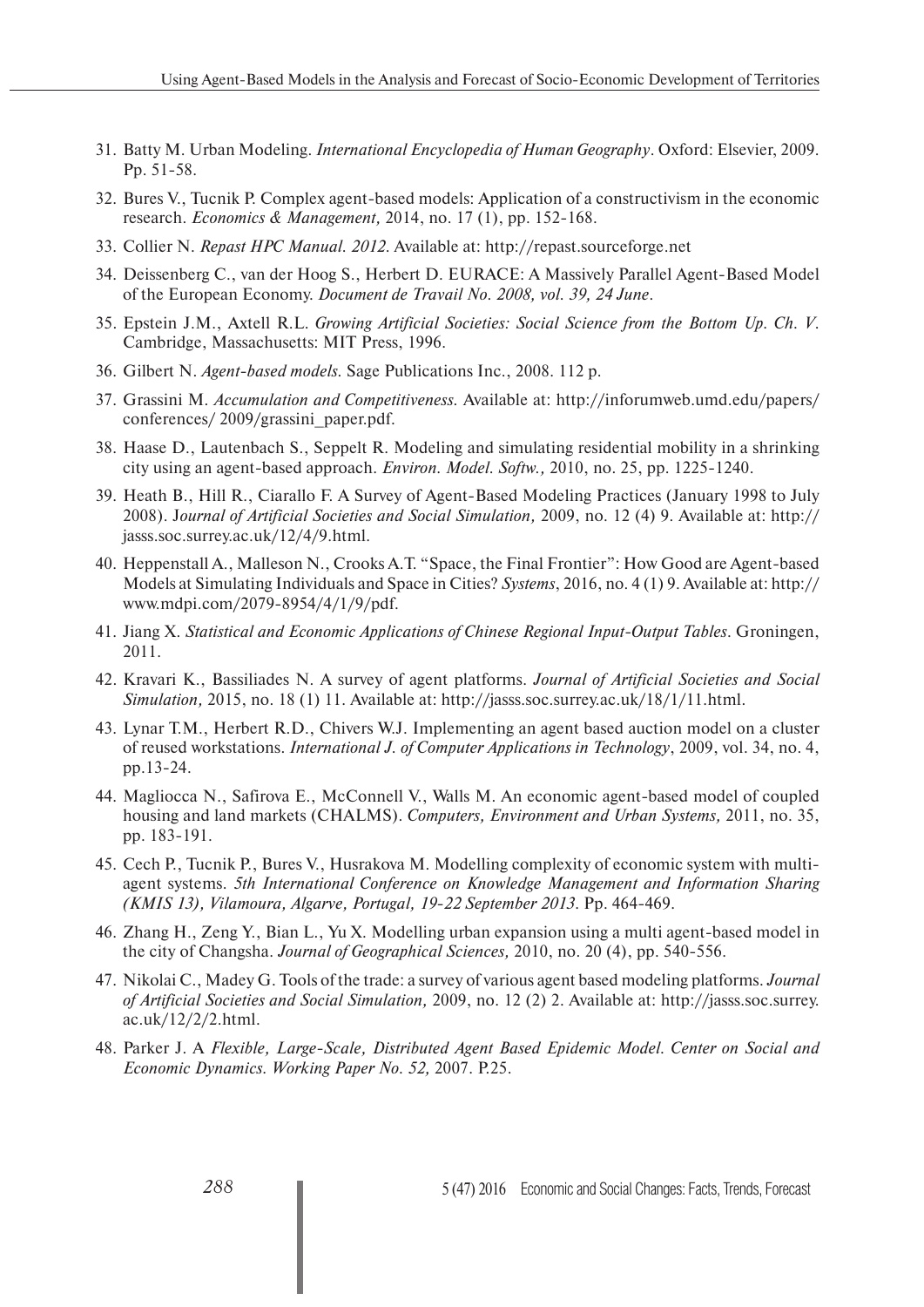31. Batty M. Urban Modeling. *International Encyclopedia of Human Geography*. Oxford: Elsevier, 2009. Pp. 51-58.

32. Bures V., Tucnik P. Complex agent-based models: Application of a constructivism in the economic research. *Economics & Management,* 2014, no. 17 (1), pp. 152-168.

33. Collier N. *Repast HPC Manual. 2012.* Available at: http://repast.sourceforge.net

34. Deissenberg C., van der Hoog S., Herbert D. EURACE: A Massively Parallel Agent-Based Model of the European Economy. *Document de Travail No. 2008, vol. 39, 24 June*.

35. Epstein J.M., Axtell R.L. *Growing Artificial Societies: Social Science from the Bottom Up. Ch. V*. Cambridge, Massachusetts: MIT Press, 1996.

36. Gilbert N. *Agent-based models.* Sage Publications Inc., 2008. 112 p.

37. Grassini M. *Accumulation and Competitiveness.* Available at: http://inforumweb.umd.edu/papers/conferences/ 2009/grassini_paper.pdf.

38. Haase D., Lautenbach S., Seppelt R. Modeling and simulating residential mobility in a shrinking city using an agent-based approach. *Environ. Model. Softw.,* 2010, no. 25, pp. 1225-1240.

39. Heath B., Hill R., Ciarallo F. A Survey of Agent-Based Modeling Practices (January 1998 to July 2008). J*ournal of Artificial Societies and Social Simulation,* 2009, no. 12 (4) 9. Available at: http://jasss.soc.surrey.ac.uk/12/4/9.html.

40. Heppenstall A., Malleson N., Crooks A.T. "Space, the Final Frontier": How Good are Agent-based Models at Simulating Individuals and Space in Cities? *Systems*, 2016, no. 4 (1) 9. Available at: http://www.mdpi.com/2079-8954/4/1/9/pdf.

41. Jiang X. *Statistical and Economic Applications of Chinese Regional Input-Output Tables*. Groningen, 2011.

42. Kravari K., Bassiliades N. A survey of agent platforms. *Journal of Artificial Societies and Social Simulation,* 2015, no. 18 (1) 11. Available at: http://jasss.soc.surrey.ac.uk/18/1/11.html.

43. Lynar T.M., Herbert R.D., Chivers W.J. Implementing an agent based auction model on a cluster of reused workstations. *International J. of Computer Applications in Technology*, 2009, vol. 34, no. 4, pp.13-24.

44. Magliocca N., Safirova E., McConnell V., Walls M. An economic agent-based model of coupled housing and land markets (CHALMS). *Computers, Environment and Urban Systems,* 2011, no. 35, pp. 183-191.

45. Cech P., Tucnik P., Bures V., Husrakova M. Modelling complexity of economic system with multi-agent systems. *5th International Conference on Knowledge Management and Information Sharing (KMIS 13), Vilamoura, Algarve, Portugal, 19-22 September 2013.* Pp. 464-469.

46. Zhang H., Zeng Y., Bian L., Yu X. Modelling urban expansion using a multi agent-based model in the city of Changsha. *Journal of Geographical Sciences,* 2010, no. 20 (4), pp. 540-556.

47. Nikolai C., Madey G. Tools of the trade: a survey of various agent based modeling platforms. *Journal of Artificial Societies and Social Simulation,* 2009, no. 12 (2) 2. Available at: http://jasss.soc.surrey.ac.uk/12/2/2.html.

48. Parker J. A *Flexible, Large-Scale, Distributed Agent Based Epidemic Model. Center on Social and Economic Dynamics. Working Paper No. 52,* 2007. P.25.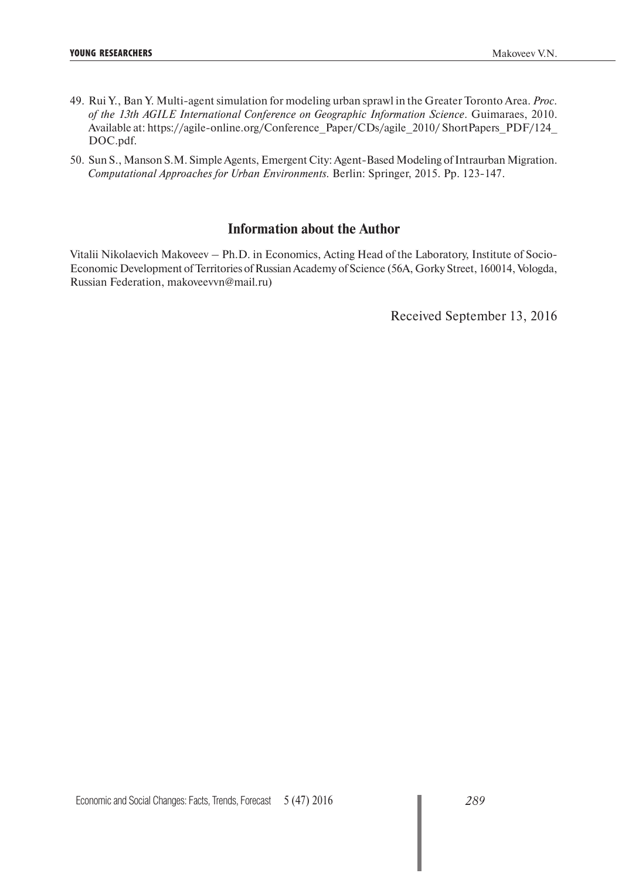49. Rui Y., Ban Y. Multi-agent simulation for modeling urban sprawl in the Greater Toronto Area. *Proc. of the 13th AGILE International Conference on Geographic Information Science*. Guimaraes, 2010. Available at: https://agile-online.org/Conference_Paper/CDs/agile_2010/ ShortPapers_PDF/124_DOC.pdf.

50. Sun S., Manson S.M. Simple Agents, Emergent City: Agent-Based Modeling of Intraurban Migration. *Computational Approaches for Urban Environments*. Berlin: Springer, 2015. Pp. 123-147.

## Information about the Author

Vitalii Nikolaevich Makoveev – Ph.D. in Economics, Acting Head of the Laboratory, Institute of Socio-Economic Development of Territories of Russian Academy of Science (56A, Gorky Street, 160014, Vologda, Russian Federation, makoveevvn@mail.ru)

Received September 13, 2016